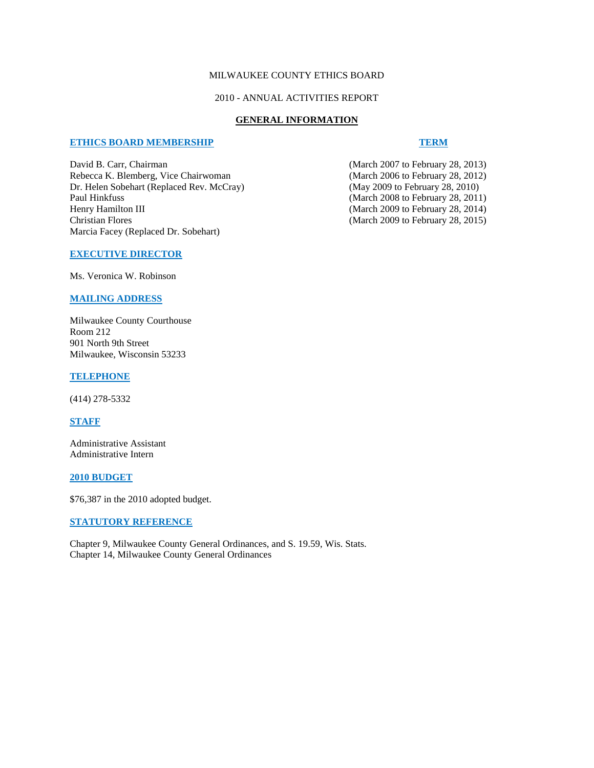MILWAUKEE COUNTY ETHICS BOARD

2010 - ANNUAL ACTIVITIES REPORT

# GENERAL INFORMATION

| ETHICS BOARD MEMBERSHIP | TERM |
|---|---|
| David B. Carr, Chairman | (March 2007 to February 28, 2013) |
| Rebecca K. Blemberg, Vice Chairwoman | (March 2006 to February 28, 2012) |
| Dr. Helen Sobehart (Replaced Rev. McCray) | (May 2009 to February 28, 2010) |
| Paul Hinkfuss | (March 2008 to February 28, 2011) |
| Henry Hamilton III | (March 2009 to February 28, 2014) |
| Christian Flores | (March 2009 to February 28, 2015) |
| Marcia Facey (Replaced Dr. Sobehart) | |

## EXECUTIVE DIRECTOR

Ms. Veronica W. Robinson

## MAILING ADDRESS

Milwaukee County Courthouse
Room 212
901 North 9th Street
Milwaukee, Wisconsin 53233

## TELEPHONE

(414) 278-5332

## STAFF

Administrative Assistant
Administrative Intern

## 2010 BUDGET

$76,387 in the 2010 adopted budget.

## STATUTORY REFERENCE

Chapter 9, Milwaukee County General Ordinances, and S. 19.59, Wis. Stats.
Chapter 14, Milwaukee County General Ordinances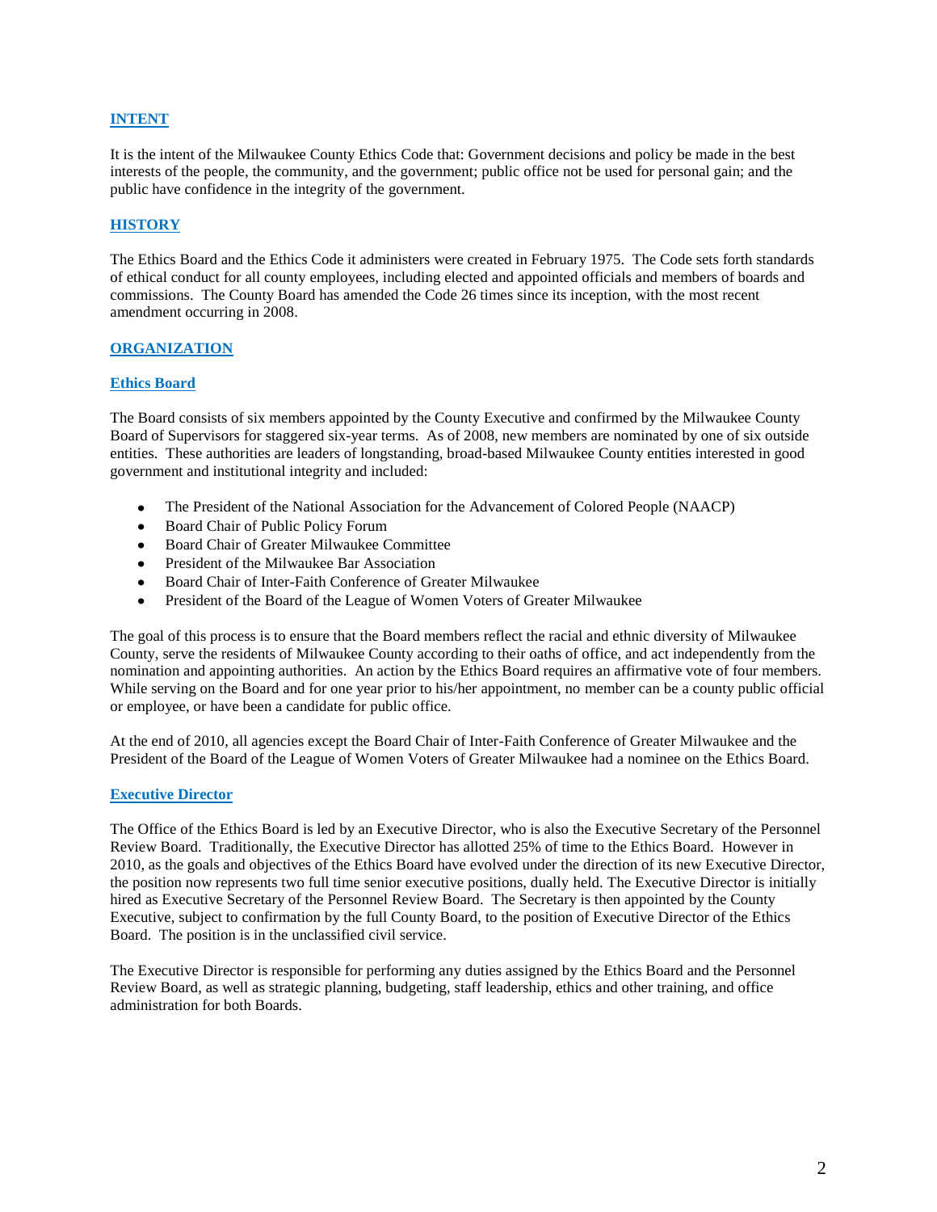## INTENT

It is the intent of the Milwaukee County Ethics Code that: Government decisions and policy be made in the best interests of the people, the community, and the government; public office not be used for personal gain; and the public have confidence in the integrity of the government.

## HISTORY

The Ethics Board and the Ethics Code it administers were created in February 1975. The Code sets forth standards of ethical conduct for all county employees, including elected and appointed officials and members of boards and commissions. The County Board has amended the Code 26 times since its inception, with the most recent amendment occurring in 2008.

## ORGANIZATION

### Ethics Board

The Board consists of six members appointed by the County Executive and confirmed by the Milwaukee County Board of Supervisors for staggered six-year terms. As of 2008, new members are nominated by one of six outside entities. These authorities are leaders of longstanding, broad-based Milwaukee County entities interested in good government and institutional integrity and included:

- The President of the National Association for the Advancement of Colored People (NAACP)
- Board Chair of Public Policy Forum
- Board Chair of Greater Milwaukee Committee
- President of the Milwaukee Bar Association
- Board Chair of Inter-Faith Conference of Greater Milwaukee
- President of the Board of the League of Women Voters of Greater Milwaukee

The goal of this process is to ensure that the Board members reflect the racial and ethnic diversity of Milwaukee County, serve the residents of Milwaukee County according to their oaths of office, and act independently from the nomination and appointing authorities. An action by the Ethics Board requires an affirmative vote of four members. While serving on the Board and for one year prior to his/her appointment, no member can be a county public official or employee, or have been a candidate for public office.

At the end of 2010, all agencies except the Board Chair of Inter-Faith Conference of Greater Milwaukee and the President of the Board of the League of Women Voters of Greater Milwaukee had a nominee on the Ethics Board.

### Executive Director

The Office of the Ethics Board is led by an Executive Director, who is also the Executive Secretary of the Personnel Review Board. Traditionally, the Executive Director has allotted 25% of time to the Ethics Board. However in 2010, as the goals and objectives of the Ethics Board have evolved under the direction of its new Executive Director, the position now represents two full time senior executive positions, dually held. The Executive Director is initially hired as Executive Secretary of the Personnel Review Board. The Secretary is then appointed by the County Executive, subject to confirmation by the full County Board, to the position of Executive Director of the Ethics Board. The position is in the unclassified civil service.

The Executive Director is responsible for performing any duties assigned by the Ethics Board and the Personnel Review Board, as well as strategic planning, budgeting, staff leadership, ethics and other training, and office administration for both Boards.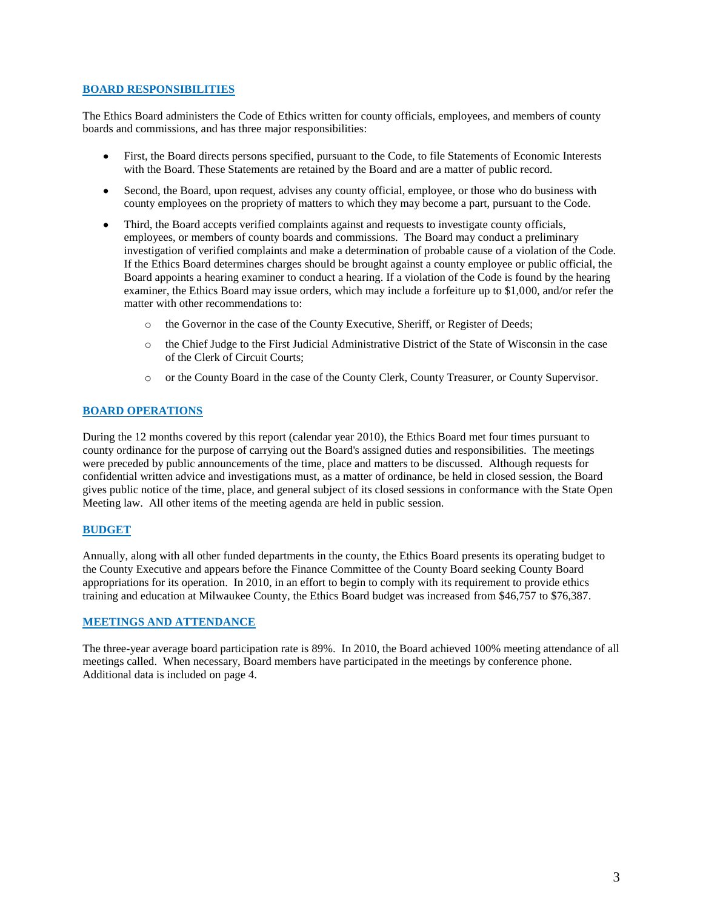## BOARD RESPONSIBILITIES

The Ethics Board administers the Code of Ethics written for county officials, employees, and members of county boards and commissions, and has three major responsibilities:

- First, the Board directs persons specified, pursuant to the Code, to file Statements of Economic Interests with the Board. These Statements are retained by the Board and are a matter of public record.
- Second, the Board, upon request, advises any county official, employee, or those who do business with county employees on the propriety of matters to which they may become a part, pursuant to the Code.
- Third, the Board accepts verified complaints against and requests to investigate county officials, employees, or members of county boards and commissions. The Board may conduct a preliminary investigation of verified complaints and make a determination of probable cause of a violation of the Code. If the Ethics Board determines charges should be brought against a county employee or public official, the Board appoints a hearing examiner to conduct a hearing. If a violation of the Code is found by the hearing examiner, the Ethics Board may issue orders, which may include a forfeiture up to $1,000, and/or refer the matter with other recommendations to:
  - the Governor in the case of the County Executive, Sheriff, or Register of Deeds;
  - the Chief Judge to the First Judicial Administrative District of the State of Wisconsin in the case of the Clerk of Circuit Courts;
  - or the County Board in the case of the County Clerk, County Treasurer, or County Supervisor.

## BOARD OPERATIONS

During the 12 months covered by this report (calendar year 2010), the Ethics Board met four times pursuant to county ordinance for the purpose of carrying out the Board's assigned duties and responsibilities. The meetings were preceded by public announcements of the time, place and matters to be discussed. Although requests for confidential written advice and investigations must, as a matter of ordinance, be held in closed session, the Board gives public notice of the time, place, and general subject of its closed sessions in conformance with the State Open Meeting law. All other items of the meeting agenda are held in public session.

## BUDGET

Annually, along with all other funded departments in the county, the Ethics Board presents its operating budget to the County Executive and appears before the Finance Committee of the County Board seeking County Board appropriations for its operation. In 2010, in an effort to begin to comply with its requirement to provide ethics training and education at Milwaukee County, the Ethics Board budget was increased from $46,757 to $76,387.

## MEETINGS AND ATTENDANCE

The three-year average board participation rate is 89%. In 2010, the Board achieved 100% meeting attendance of all meetings called. When necessary, Board members have participated in the meetings by conference phone. Additional data is included on page 4.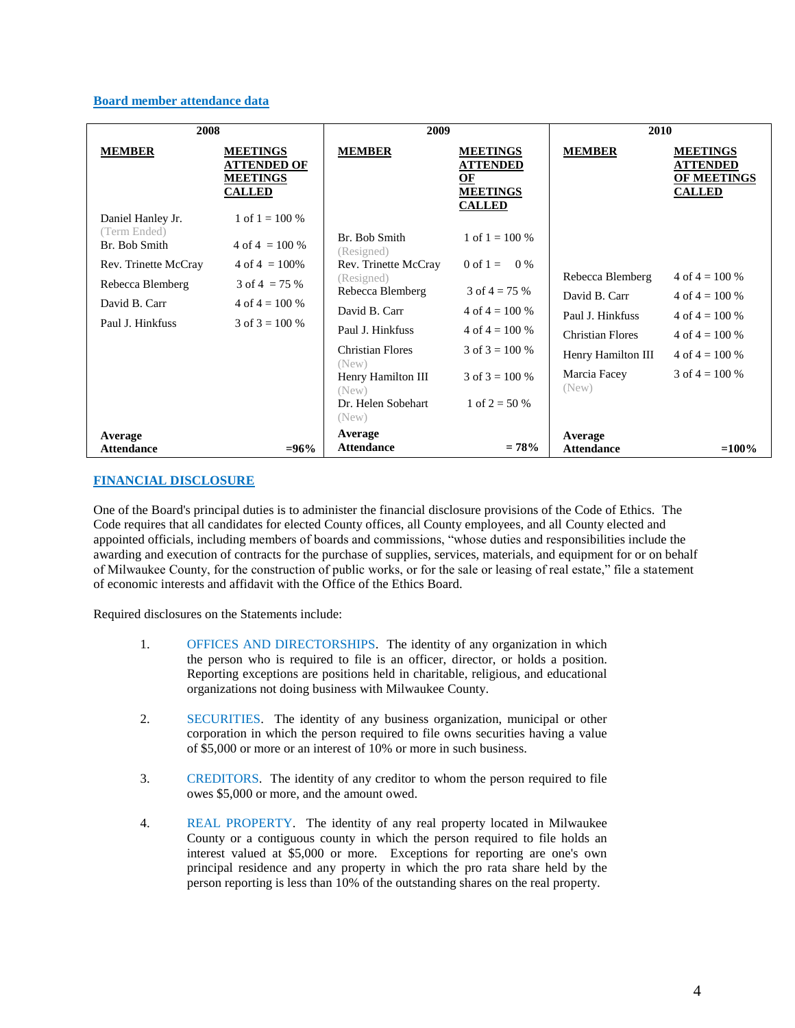**Board member attendance data**

| 2008 | | 2009 | | 2010 | |
|---|---|---|---|---|---|
| **MEMBER** | **MEETINGS ATTENDED OF MEETINGS CALLED** | **MEMBER** | **MEETINGS ATTENDED OF MEETINGS CALLED** | **MEMBER** | **MEETINGS ATTENDED OF MEETINGS CALLED** |
| Daniel Hanley Jr. (Term Ended) | 1 of 1 = 100 % | | | | |
| Br. Bob Smith | 4 of 4 = 100 % | Br. Bob Smith (Resigned) | 1 of 1 = 100 % | | |
| Rev. Trinette McCray | 4 of 4 = 100% | Rev. Trinette McCray (Resigned) | 0 of 1 = 0 % | | |
| Rebecca Blemberg | 3 of 4 = 75 % | Rebecca Blemberg | 3 of 4 = 75 % | Rebecca Blemberg | 4 of 4 = 100 % |
| David B. Carr | 4 of 4 = 100 % | David B. Carr | 4 of 4 = 100 % | David B. Carr | 4 of 4 = 100 % |
| Paul J. Hinkfuss | 3 of 3 = 100 % | Paul J. Hinkfuss | 4 of 4 = 100 % | Paul J. Hinkfuss | 4 of 4 = 100 % |
| | | Christian Flores (New) | 3 of 3 = 100 % | Christian Flores | 4 of 4 = 100 % |
| | | Henry Hamilton III (New) | 3 of 3 = 100 % | Henry Hamilton III | 4 of 4 = 100 % |
| | | Dr. Helen Sobehart (New) | 1 of 2 = 50 % | Marcia Facey (New) | 3 of 4 = 100 % |
| **Average Attendance** | **=96%** | **Average Attendance** | **= 78%** | **Average Attendance** | **=100%** |

**FINANCIAL DISCLOSURE**

One of the Board's principal duties is to administer the financial disclosure provisions of the Code of Ethics. The Code requires that all candidates for elected County offices, all County employees, and all County elected and appointed officials, including members of boards and commissions, "whose duties and responsibilities include the awarding and execution of contracts for the purchase of supplies, services, materials, and equipment for or on behalf of Milwaukee County, for the construction of public works, or for the sale or leasing of real estate," file a statement of economic interests and affidavit with the Office of the Ethics Board.

Required disclosures on the Statements include:

1. OFFICES AND DIRECTORSHIPS. The identity of any organization in which the person who is required to file is an officer, director, or holds a position. Reporting exceptions are positions held in charitable, religious, and educational organizations not doing business with Milwaukee County.

2. SECURITIES. The identity of any business organization, municipal or other corporation in which the person required to file owns securities having a value of $5,000 or more or an interest of 10% or more in such business.

3. CREDITORS. The identity of any creditor to whom the person required to file owes $5,000 or more, and the amount owed.

4. REAL PROPERTY. The identity of any real property located in Milwaukee County or a contiguous county in which the person required to file holds an interest valued at $5,000 or more. Exceptions for reporting are one's own principal residence and any property in which the pro rata share held by the person reporting is less than 10% of the outstanding shares on the real property.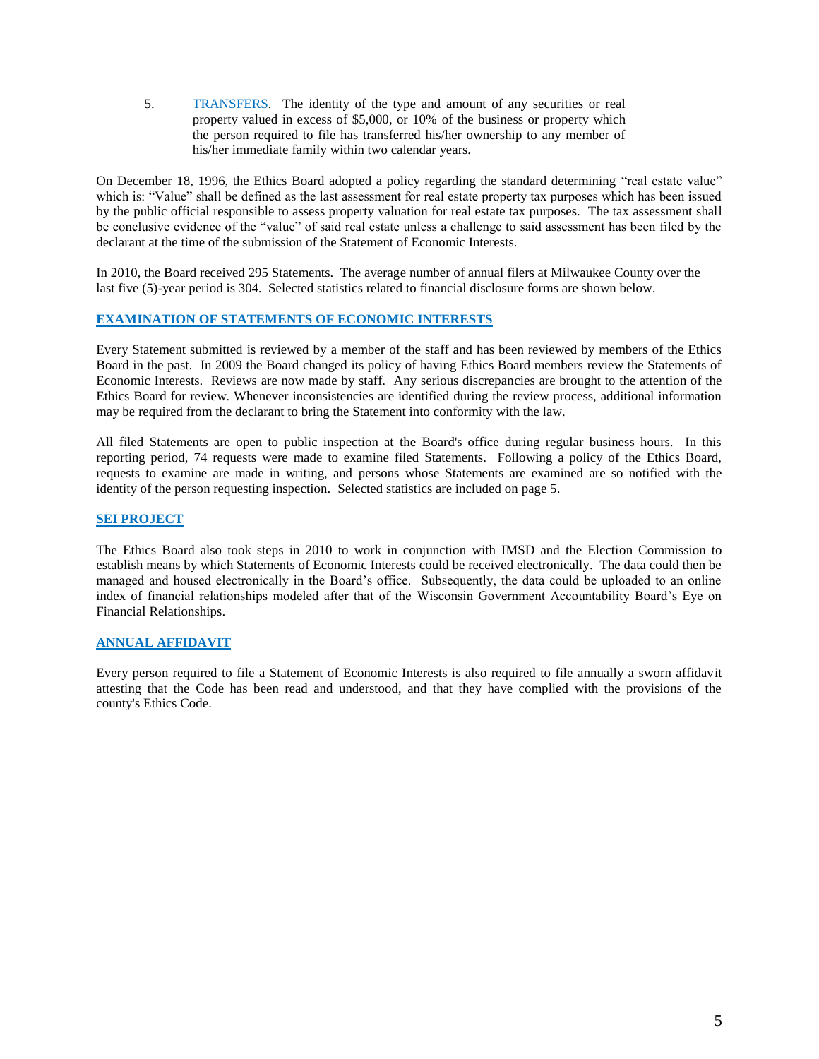5. TRANSFERS. The identity of the type and amount of any securities or real property valued in excess of $5,000, or 10% of the business or property which the person required to file has transferred his/her ownership to any member of his/her immediate family within two calendar years.

On December 18, 1996, the Ethics Board adopted a policy regarding the standard determining "real estate value" which is: "Value" shall be defined as the last assessment for real estate property tax purposes which has been issued by the public official responsible to assess property valuation for real estate tax purposes. The tax assessment shall be conclusive evidence of the "value" of said real estate unless a challenge to said assessment has been filed by the declarant at the time of the submission of the Statement of Economic Interests.

In 2010, the Board received 295 Statements. The average number of annual filers at Milwaukee County over the last five (5)-year period is 304. Selected statistics related to financial disclosure forms are shown below.

## EXAMINATION OF STATEMENTS OF ECONOMIC INTERESTS

Every Statement submitted is reviewed by a member of the staff and has been reviewed by members of the Ethics Board in the past. In 2009 the Board changed its policy of having Ethics Board members review the Statements of Economic Interests. Reviews are now made by staff. Any serious discrepancies are brought to the attention of the Ethics Board for review. Whenever inconsistencies are identified during the review process, additional information may be required from the declarant to bring the Statement into conformity with the law.

All filed Statements are open to public inspection at the Board's office during regular business hours. In this reporting period, 74 requests were made to examine filed Statements. Following a policy of the Ethics Board, requests to examine are made in writing, and persons whose Statements are examined are so notified with the identity of the person requesting inspection. Selected statistics are included on page 5.

## SEI PROJECT

The Ethics Board also took steps in 2010 to work in conjunction with IMSD and the Election Commission to establish means by which Statements of Economic Interests could be received electronically. The data could then be managed and housed electronically in the Board's office. Subsequently, the data could be uploaded to an online index of financial relationships modeled after that of the Wisconsin Government Accountability Board's Eye on Financial Relationships.

## ANNUAL AFFIDAVIT

Every person required to file a Statement of Economic Interests is also required to file annually a sworn affidavit attesting that the Code has been read and understood, and that they have complied with the provisions of the county's Ethics Code.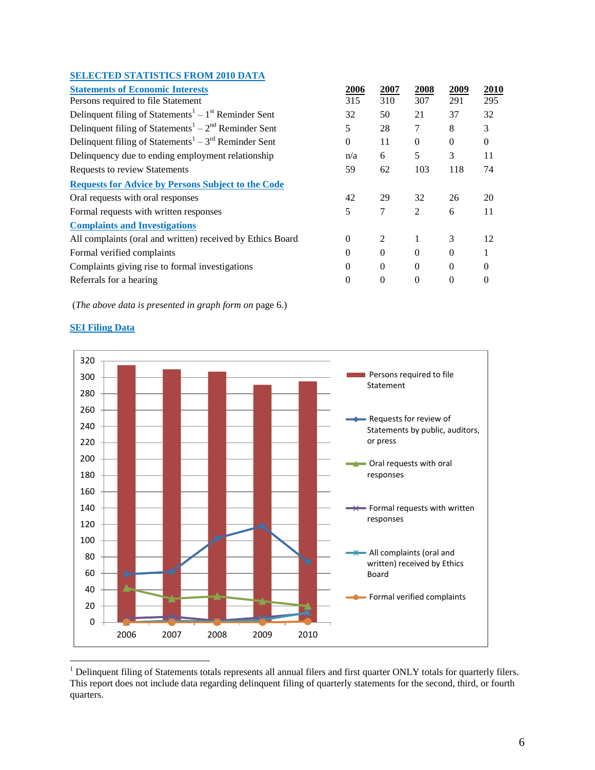## SELECTED STATISTICS FROM 2010 DATA

| Statements of Economic Interests | 2006 | 2007 | 2008 | 2009 | 2010 |
|---|---|---|---|---|---|
| Persons required to file Statement | 315 | 310 | 307 | 291 | 295 |
| Delinquent filing of Statements[1] – 1st Reminder Sent | 32 | 50 | 21 | 37 | 32 |
| Delinquent filing of Statements[1] – 2nd Reminder Sent | 5 | 28 | 7 | 8 | 3 |
| Delinquent filing of Statements[1] – 3rd Reminder Sent | 0 | 11 | 0 | 0 | 0 |
| Delinquency due to ending employment relationship | n/a | 6 | 5 | 3 | 11 |
| Requests to review Statements | 59 | 62 | 103 | 118 | 74 |
| **Requests for Advice by Persons Subject to the Code** | | | | | |
| Oral requests with oral responses | 42 | 29 | 32 | 26 | 20 |
| Formal requests with written responses | 5 | 7 | 2 | 6 | 11 |
| **Complaints and Investigations** | | | | | |
| All complaints (oral and written) received by Ethics Board | 0 | 2 | 1 | 3 | 12 |
| Formal verified complaints | 0 | 0 | 0 | 0 | 1 |
| Complaints giving rise to formal investigations | 0 | 0 | 0 | 0 | 0 |
| Referrals for a hearing | 0 | 0 | 0 | 0 | 0 |

(*The above data is presented in graph form on* page 6.)

### SEI Filing Data

---

[1] Delinquent filing of Statements totals represents all annual filers and first quarter ONLY totals for quarterly filers. This report does not include data regarding delinquent filing of quarterly statements for the second, third, or fourth quarters.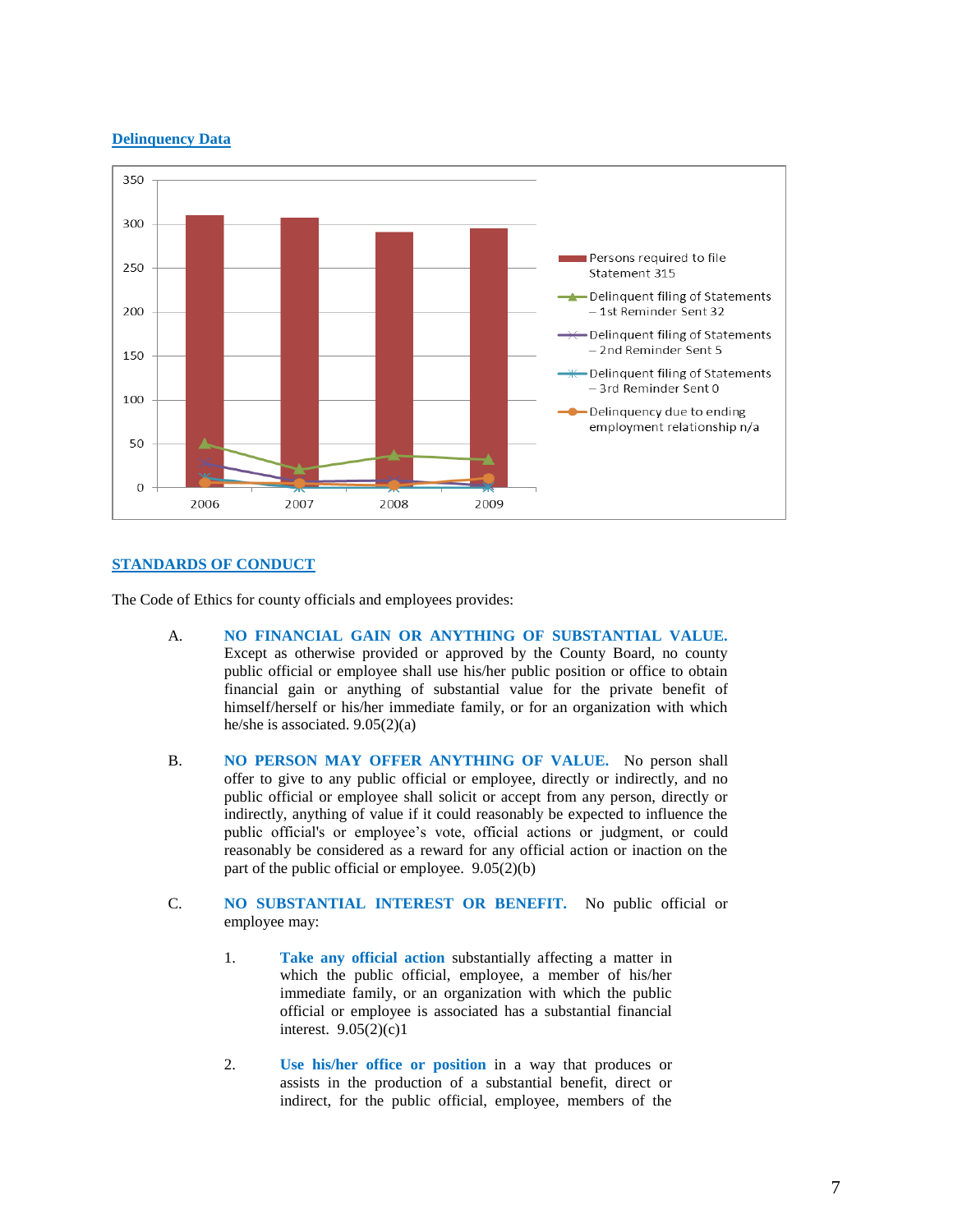## Delinquency Data

## STANDARDS OF CONDUCT

The Code of Ethics for county officials and employees provides:

A. **NO FINANCIAL GAIN OR ANYTHING OF SUBSTANTIAL VALUE.** Except as otherwise provided or approved by the County Board, no county public official or employee shall use his/her public position or office to obtain financial gain or anything of substantial value for the private benefit of himself/herself or his/her immediate family, or for an organization with which he/she is associated. 9.05(2)(a)

B. **NO PERSON MAY OFFER ANYTHING OF VALUE.** No person shall offer to give to any public official or employee, directly or indirectly, and no public official or employee shall solicit or accept from any person, directly or indirectly, anything of value if it could reasonably be expected to influence the public official's or employee's vote, official actions or judgment, or could reasonably be considered as a reward for any official action or inaction on the part of the public official or employee. 9.05(2)(b)

C. **NO SUBSTANTIAL INTEREST OR BENEFIT.** No public official or employee may:

1. **Take any official action** substantially affecting a matter in which the public official, employee, a member of his/her immediate family, or an organization with which the public official or employee is associated has a substantial financial interest. 9.05(2)(c)1

2. **Use his/her office or position** in a way that produces or assists in the production of a substantial benefit, direct or indirect, for the public official, employee, members of the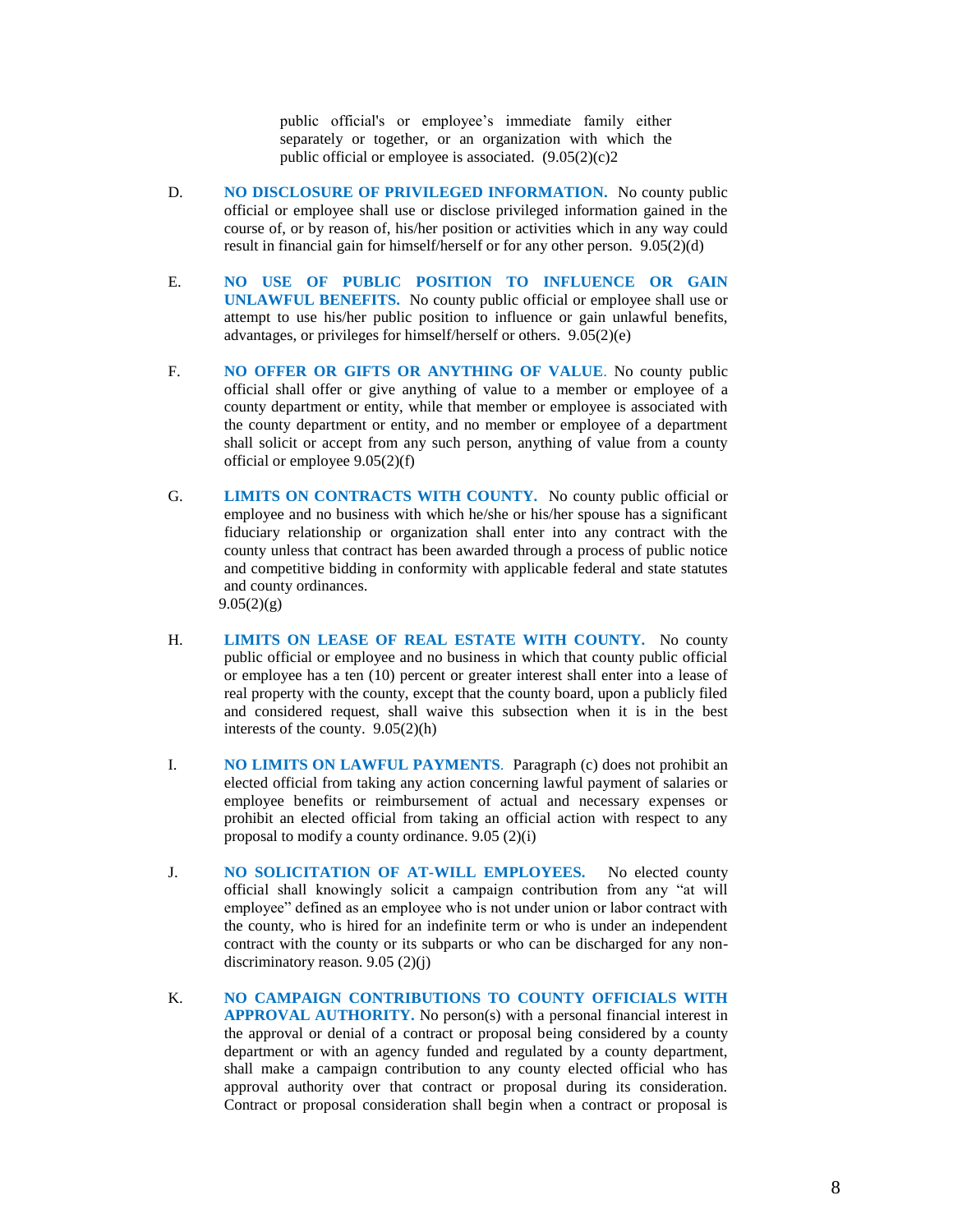public official's or employee's immediate family either separately or together, or an organization with which the public official or employee is associated. (9.05(2)(c)2

D. **NO DISCLOSURE OF PRIVILEGED INFORMATION.** No county public official or employee shall use or disclose privileged information gained in the course of, or by reason of, his/her position or activities which in any way could result in financial gain for himself/herself or for any other person. 9.05(2)(d)

E. **NO USE OF PUBLIC POSITION TO INFLUENCE OR GAIN UNLAWFUL BENEFITS.** No county public official or employee shall use or attempt to use his/her public position to influence or gain unlawful benefits, advantages, or privileges for himself/herself or others. 9.05(2)(e)

F. **NO OFFER OR GIFTS OR ANYTHING OF VALUE**. No county public official shall offer or give anything of value to a member or employee of a county department or entity, while that member or employee is associated with the county department or entity, and no member or employee of a department shall solicit or accept from any such person, anything of value from a county official or employee 9.05(2)(f)

G. **LIMITS ON CONTRACTS WITH COUNTY.** No county public official or employee and no business with which he/she or his/her spouse has a significant fiduciary relationship or organization shall enter into any contract with the county unless that contract has been awarded through a process of public notice and competitive bidding in conformity with applicable federal and state statutes and county ordinances.
9.05(2)(g)

H. **LIMITS ON LEASE OF REAL ESTATE WITH COUNTY.** No county public official or employee and no business in which that county public official or employee has a ten (10) percent or greater interest shall enter into a lease of real property with the county, except that the county board, upon a publicly filed and considered request, shall waive this subsection when it is in the best interests of the county. 9.05(2)(h)

I. **NO LIMITS ON LAWFUL PAYMENTS**. Paragraph (c) does not prohibit an elected official from taking any action concerning lawful payment of salaries or employee benefits or reimbursement of actual and necessary expenses or prohibit an elected official from taking an official action with respect to any proposal to modify a county ordinance. 9.05 (2)(i)

J. **NO SOLICITATION OF AT-WILL EMPLOYEES.** No elected county official shall knowingly solicit a campaign contribution from any "at will employee" defined as an employee who is not under union or labor contract with the county, who is hired for an indefinite term or who is under an independent contract with the county or its subparts or who can be discharged for any non-discriminatory reason. 9.05 (2)(j)

K. **NO CAMPAIGN CONTRIBUTIONS TO COUNTY OFFICIALS WITH APPROVAL AUTHORITY.** No person(s) with a personal financial interest in the approval or denial of a contract or proposal being considered by a county department or with an agency funded and regulated by a county department, shall make a campaign contribution to any county elected official who has approval authority over that contract or proposal during its consideration. Contract or proposal consideration shall begin when a contract or proposal is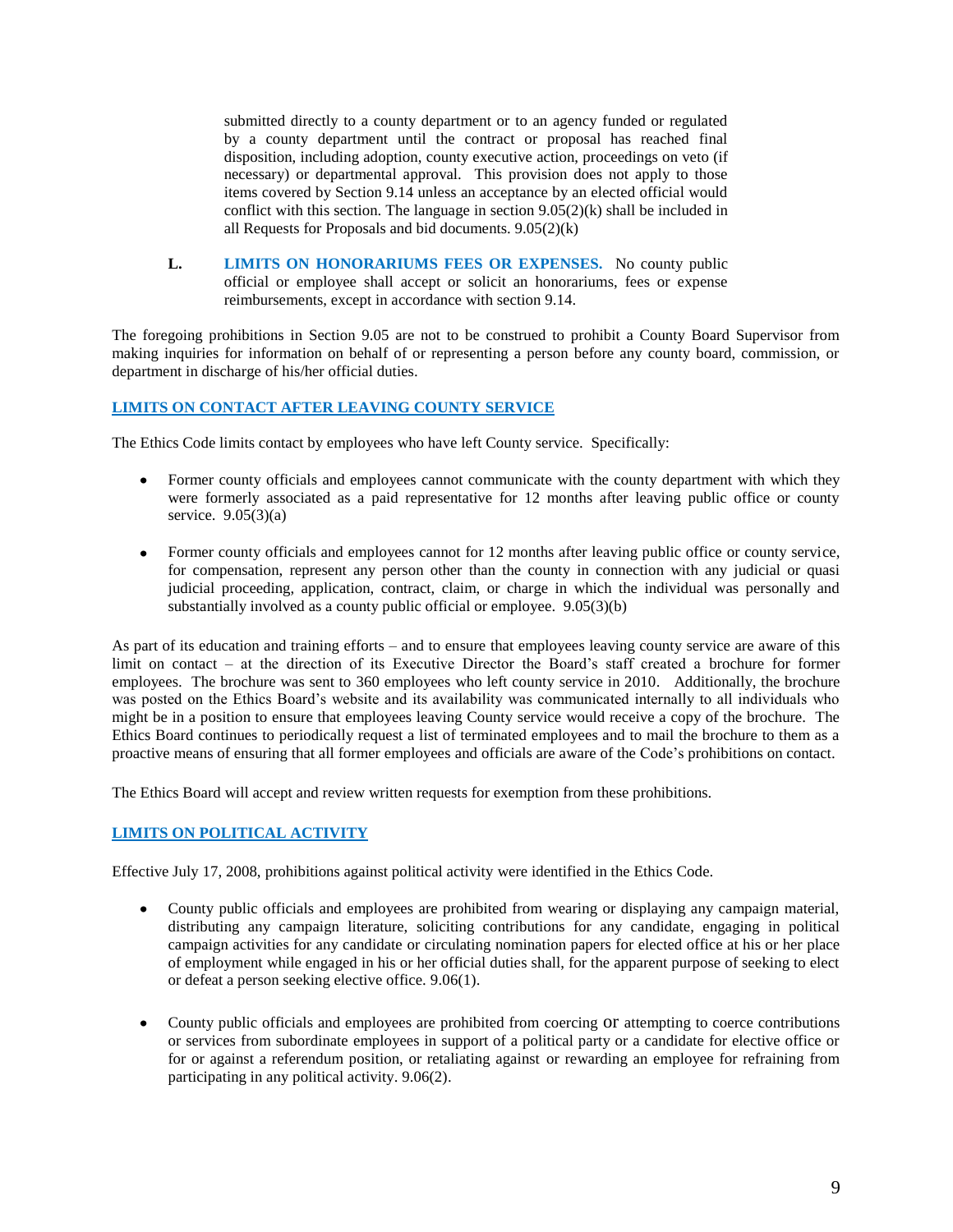submitted directly to a county department or to an agency funded or regulated by a county department until the contract or proposal has reached final disposition, including adoption, county executive action, proceedings on veto (if necessary) or departmental approval. This provision does not apply to those items covered by Section 9.14 unless an acceptance by an elected official would conflict with this section. The language in section 9.05(2)(k) shall be included in all Requests for Proposals and bid documents. 9.05(2)(k)

**L. LIMITS ON HONORARIUMS FEES OR EXPENSES.** No county public official or employee shall accept or solicit an honorariums, fees or expense reimbursements, except in accordance with section 9.14.

The foregoing prohibitions in Section 9.05 are not to be construed to prohibit a County Board Supervisor from making inquiries for information on behalf of or representing a person before any county board, commission, or department in discharge of his/her official duties.

## LIMITS ON CONTACT AFTER LEAVING COUNTY SERVICE

The Ethics Code limits contact by employees who have left County service. Specifically:

- Former county officials and employees cannot communicate with the county department with which they were formerly associated as a paid representative for 12 months after leaving public office or county service. 9.05(3)(a)
- Former county officials and employees cannot for 12 months after leaving public office or county service, for compensation, represent any person other than the county in connection with any judicial or quasi judicial proceeding, application, contract, claim, or charge in which the individual was personally and substantially involved as a county public official or employee. 9.05(3)(b)

As part of its education and training efforts – and to ensure that employees leaving county service are aware of this limit on contact – at the direction of its Executive Director the Board's staff created a brochure for former employees. The brochure was sent to 360 employees who left county service in 2010. Additionally, the brochure was posted on the Ethics Board's website and its availability was communicated internally to all individuals who might be in a position to ensure that employees leaving County service would receive a copy of the brochure. The Ethics Board continues to periodically request a list of terminated employees and to mail the brochure to them as a proactive means of ensuring that all former employees and officials are aware of the Code's prohibitions on contact.

The Ethics Board will accept and review written requests for exemption from these prohibitions.

## LIMITS ON POLITICAL ACTIVITY

Effective July 17, 2008, prohibitions against political activity were identified in the Ethics Code.

- County public officials and employees are prohibited from wearing or displaying any campaign material, distributing any campaign literature, soliciting contributions for any candidate, engaging in political campaign activities for any candidate or circulating nomination papers for elected office at his or her place of employment while engaged in his or her official duties shall, for the apparent purpose of seeking to elect or defeat a person seeking elective office. 9.06(1).
- County public officials and employees are prohibited from coercing or attempting to coerce contributions or services from subordinate employees in support of a political party or a candidate for elective office or for or against a referendum position, or retaliating against or rewarding an employee for refraining from participating in any political activity. 9.06(2).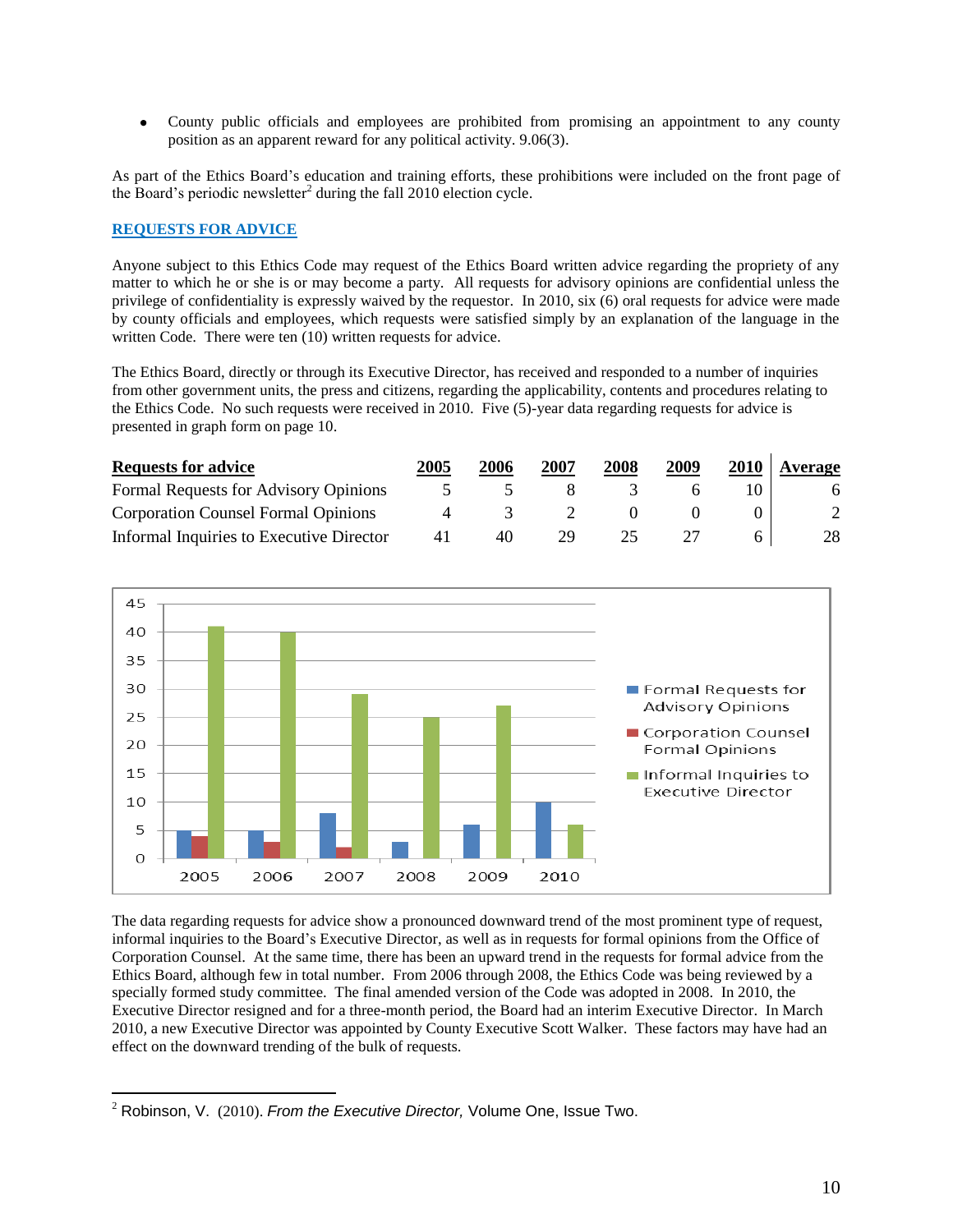- County public officials and employees are prohibited from promising an appointment to any county position as an apparent reward for any political activity. 9.06(3).

As part of the Ethics Board's education and training efforts, these prohibitions were included on the front page of the Board's periodic newsletter[2] during the fall 2010 election cycle.

## REQUESTS FOR ADVICE

Anyone subject to this Ethics Code may request of the Ethics Board written advice regarding the propriety of any matter to which he or she is or may become a party. All requests for advisory opinions are confidential unless the privilege of confidentiality is expressly waived by the requestor. In 2010, six (6) oral requests for advice were made by county officials and employees, which requests were satisfied simply by an explanation of the language in the written Code. There were ten (10) written requests for advice.

The Ethics Board, directly or through its Executive Director, has received and responded to a number of inquiries from other government units, the press and citizens, regarding the applicability, contents and procedures relating to the Ethics Code. No such requests were received in 2010. Five (5)-year data regarding requests for advice is presented in graph form on page 10.

| Requests for advice | 2005 | 2006 | 2007 | 2008 | 2009 | 2010 | Average |
|---|---|---|---|---|---|---|---|
| Formal Requests for Advisory Opinions | 5 | 5 | 8 | 3 | 6 | 10 | 6 |
| Corporation Counsel Formal Opinions | 4 | 3 | 2 | 0 | 0 | 0 | 2 |
| Informal Inquiries to Executive Director | 41 | 40 | 29 | 25 | 27 | 6 | 28 |

The data regarding requests for advice show a pronounced downward trend of the most prominent type of request, informal inquiries to the Board's Executive Director, as well as in requests for formal opinions from the Office of Corporation Counsel. At the same time, there has been an upward trend in the requests for formal advice from the Ethics Board, although few in total number. From 2006 through 2008, the Ethics Code was being reviewed by a specially formed study committee. The final amended version of the Code was adopted in 2008. In 2010, the Executive Director resigned and for a three-month period, the Board had an interim Executive Director. In March 2010, a new Executive Director was appointed by County Executive Scott Walker. These factors may have had an effect on the downward trending of the bulk of requests.

[2] Robinson, V. (2010). *From the Executive Director,* Volume One, Issue Two.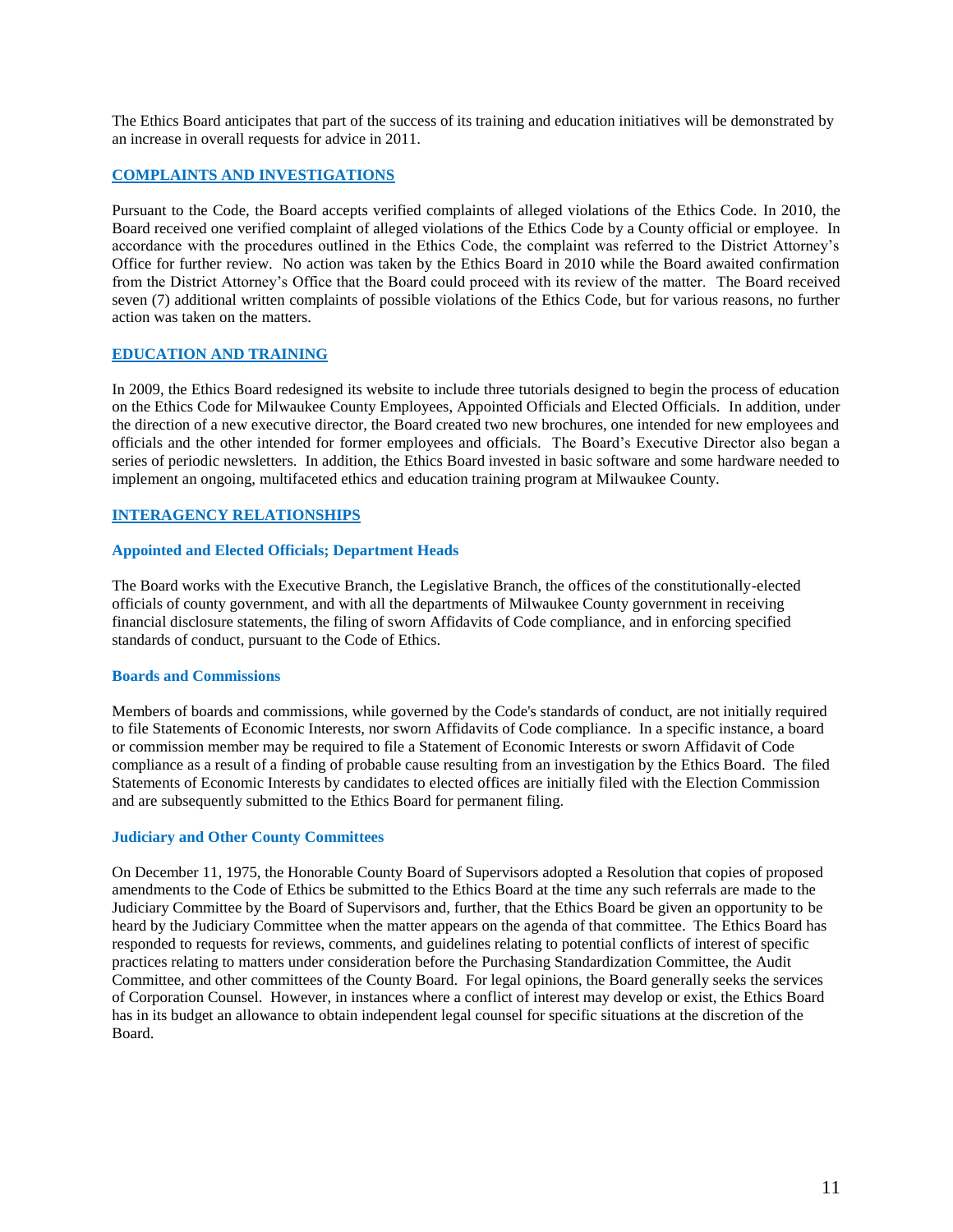The Ethics Board anticipates that part of the success of its training and education initiatives will be demonstrated by an increase in overall requests for advice in 2011.

## COMPLAINTS AND INVESTIGATIONS

Pursuant to the Code, the Board accepts verified complaints of alleged violations of the Ethics Code. In 2010, the Board received one verified complaint of alleged violations of the Ethics Code by a County official or employee. In accordance with the procedures outlined in the Ethics Code, the complaint was referred to the District Attorney's Office for further review. No action was taken by the Ethics Board in 2010 while the Board awaited confirmation from the District Attorney's Office that the Board could proceed with its review of the matter. The Board received seven (7) additional written complaints of possible violations of the Ethics Code, but for various reasons, no further action was taken on the matters.

## EDUCATION AND TRAINING

In 2009, the Ethics Board redesigned its website to include three tutorials designed to begin the process of education on the Ethics Code for Milwaukee County Employees, Appointed Officials and Elected Officials. In addition, under the direction of a new executive director, the Board created two new brochures, one intended for new employees and officials and the other intended for former employees and officials. The Board's Executive Director also began a series of periodic newsletters. In addition, the Ethics Board invested in basic software and some hardware needed to implement an ongoing, multifaceted ethics and education training program at Milwaukee County.

## INTERAGENCY RELATIONSHIPS

### Appointed and Elected Officials; Department Heads

The Board works with the Executive Branch, the Legislative Branch, the offices of the constitutionally-elected officials of county government, and with all the departments of Milwaukee County government in receiving financial disclosure statements, the filing of sworn Affidavits of Code compliance, and in enforcing specified standards of conduct, pursuant to the Code of Ethics.

### Boards and Commissions

Members of boards and commissions, while governed by the Code's standards of conduct, are not initially required to file Statements of Economic Interests, nor sworn Affidavits of Code compliance. In a specific instance, a board or commission member may be required to file a Statement of Economic Interests or sworn Affidavit of Code compliance as a result of a finding of probable cause resulting from an investigation by the Ethics Board. The filed Statements of Economic Interests by candidates to elected offices are initially filed with the Election Commission and are subsequently submitted to the Ethics Board for permanent filing.

### Judiciary and Other County Committees

On December 11, 1975, the Honorable County Board of Supervisors adopted a Resolution that copies of proposed amendments to the Code of Ethics be submitted to the Ethics Board at the time any such referrals are made to the Judiciary Committee by the Board of Supervisors and, further, that the Ethics Board be given an opportunity to be heard by the Judiciary Committee when the matter appears on the agenda of that committee. The Ethics Board has responded to requests for reviews, comments, and guidelines relating to potential conflicts of interest of specific practices relating to matters under consideration before the Purchasing Standardization Committee, the Audit Committee, and other committees of the County Board. For legal opinions, the Board generally seeks the services of Corporation Counsel. However, in instances where a conflict of interest may develop or exist, the Ethics Board has in its budget an allowance to obtain independent legal counsel for specific situations at the discretion of the Board.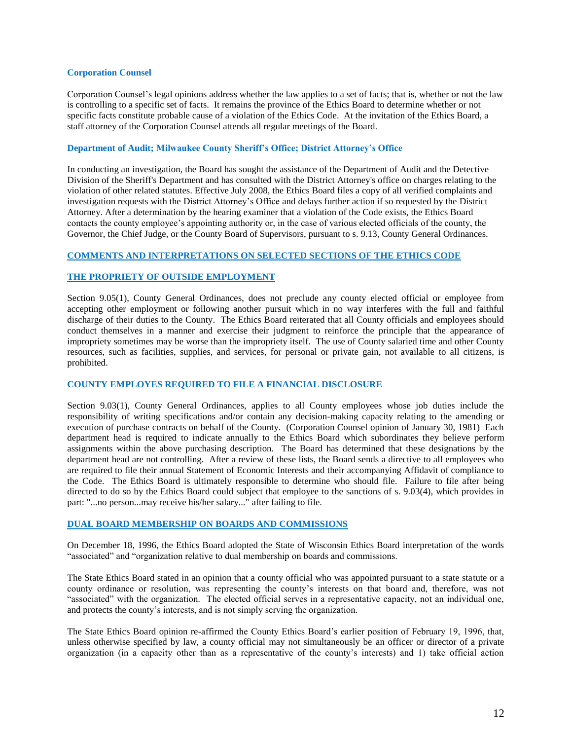### Corporation Counsel

Corporation Counsel's legal opinions address whether the law applies to a set of facts; that is, whether or not the law is controlling to a specific set of facts. It remains the province of the Ethics Board to determine whether or not specific facts constitute probable cause of a violation of the Ethics Code. At the invitation of the Ethics Board, a staff attorney of the Corporation Counsel attends all regular meetings of the Board.

### Department of Audit; Milwaukee County Sheriff's Office; District Attorney's Office

In conducting an investigation, the Board has sought the assistance of the Department of Audit and the Detective Division of the Sheriff's Department and has consulted with the District Attorney's office on charges relating to the violation of other related statutes. Effective July 2008, the Ethics Board files a copy of all verified complaints and investigation requests with the District Attorney's Office and delays further action if so requested by the District Attorney. After a determination by the hearing examiner that a violation of the Code exists, the Ethics Board contacts the county employee's appointing authority or, in the case of various elected officials of the county, the Governor, the Chief Judge, or the County Board of Supervisors, pursuant to s. 9.13, County General Ordinances.

## COMMENTS AND INTERPRETATIONS ON SELECTED SECTIONS OF THE ETHICS CODE

### THE PROPRIETY OF OUTSIDE EMPLOYMENT

Section 9.05(1), County General Ordinances, does not preclude any county elected official or employee from accepting other employment or following another pursuit which in no way interferes with the full and faithful discharge of their duties to the County. The Ethics Board reiterated that all County officials and employees should conduct themselves in a manner and exercise their judgment to reinforce the principle that the appearance of impropriety sometimes may be worse than the impropriety itself. The use of County salaried time and other County resources, such as facilities, supplies, and services, for personal or private gain, not available to all citizens, is prohibited.

### COUNTY EMPLOYES REQUIRED TO FILE A FINANCIAL DISCLOSURE

Section 9.03(1), County General Ordinances, applies to all County employees whose job duties include the responsibility of writing specifications and/or contain any decision-making capacity relating to the amending or execution of purchase contracts on behalf of the County. (Corporation Counsel opinion of January 30, 1981) Each department head is required to indicate annually to the Ethics Board which subordinates they believe perform assignments within the above purchasing description. The Board has determined that these designations by the department head are not controlling. After a review of these lists, the Board sends a directive to all employees who are required to file their annual Statement of Economic Interests and their accompanying Affidavit of compliance to the Code. The Ethics Board is ultimately responsible to determine who should file. Failure to file after being directed to do so by the Ethics Board could subject that employee to the sanctions of s. 9.03(4), which provides in part: "...no person...may receive his/her salary..." after failing to file.

### DUAL BOARD MEMBERSHIP ON BOARDS AND COMMISSIONS

On December 18, 1996, the Ethics Board adopted the State of Wisconsin Ethics Board interpretation of the words "associated" and "organization relative to dual membership on boards and commissions.

The State Ethics Board stated in an opinion that a county official who was appointed pursuant to a state statute or a county ordinance or resolution, was representing the county's interests on that board and, therefore, was not "associated" with the organization. The elected official serves in a representative capacity, not an individual one, and protects the county's interests, and is not simply serving the organization.

The State Ethics Board opinion re-affirmed the County Ethics Board's earlier position of February 19, 1996, that, unless otherwise specified by law, a county official may not simultaneously be an officer or director of a private organization (in a capacity other than as a representative of the county's interests) and 1) take official action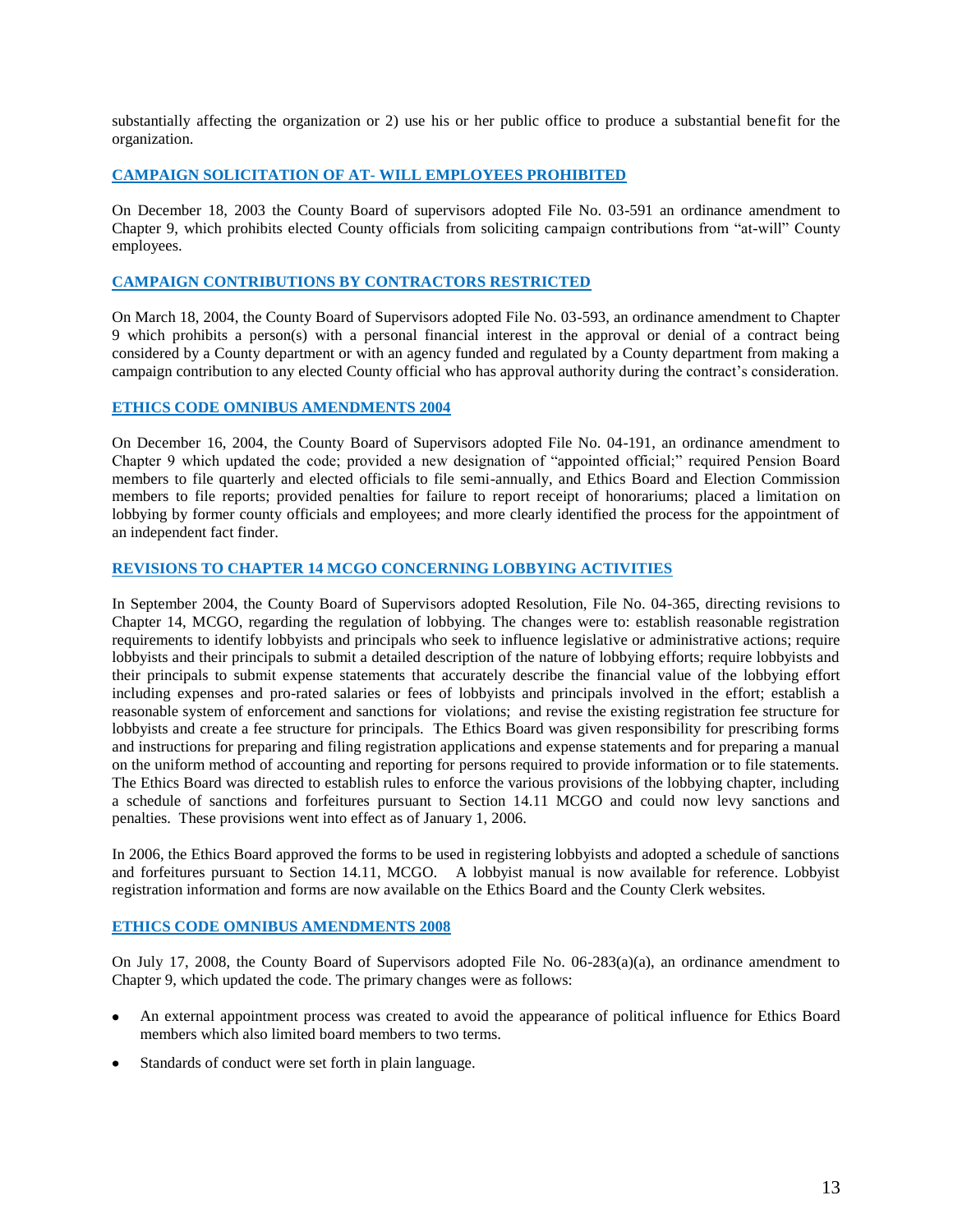substantially affecting the organization or 2) use his or her public office to produce a substantial benefit for the organization.

## CAMPAIGN SOLICITATION OF AT- WILL EMPLOYEES PROHIBITED

On December 18, 2003 the County Board of supervisors adopted File No. 03-591 an ordinance amendment to Chapter 9, which prohibits elected County officials from soliciting campaign contributions from "at-will" County employees.

## CAMPAIGN CONTRIBUTIONS BY CONTRACTORS RESTRICTED

On March 18, 2004, the County Board of Supervisors adopted File No. 03-593, an ordinance amendment to Chapter 9 which prohibits a person(s) with a personal financial interest in the approval or denial of a contract being considered by a County department or with an agency funded and regulated by a County department from making a campaign contribution to any elected County official who has approval authority during the contract's consideration.

## ETHICS CODE OMNIBUS AMENDMENTS 2004

On December 16, 2004, the County Board of Supervisors adopted File No. 04-191, an ordinance amendment to Chapter 9 which updated the code; provided a new designation of "appointed official;" required Pension Board members to file quarterly and elected officials to file semi-annually, and Ethics Board and Election Commission members to file reports; provided penalties for failure to report receipt of honorariums; placed a limitation on lobbying by former county officials and employees; and more clearly identified the process for the appointment of an independent fact finder.

## REVISIONS TO CHAPTER 14 MCGO CONCERNING LOBBYING ACTIVITIES

In September 2004, the County Board of Supervisors adopted Resolution, File No. 04-365, directing revisions to Chapter 14, MCGO, regarding the regulation of lobbying. The changes were to: establish reasonable registration requirements to identify lobbyists and principals who seek to influence legislative or administrative actions; require lobbyists and their principals to submit a detailed description of the nature of lobbying efforts; require lobbyists and their principals to submit expense statements that accurately describe the financial value of the lobbying effort including expenses and pro-rated salaries or fees of lobbyists and principals involved in the effort; establish a reasonable system of enforcement and sanctions for violations; and revise the existing registration fee structure for lobbyists and create a fee structure for principals. The Ethics Board was given responsibility for prescribing forms and instructions for preparing and filing registration applications and expense statements and for preparing a manual on the uniform method of accounting and reporting for persons required to provide information or to file statements. The Ethics Board was directed to establish rules to enforce the various provisions of the lobbying chapter, including a schedule of sanctions and forfeitures pursuant to Section 14.11 MCGO and could now levy sanctions and penalties. These provisions went into effect as of January 1, 2006.

In 2006, the Ethics Board approved the forms to be used in registering lobbyists and adopted a schedule of sanctions and forfeitures pursuant to Section 14.11, MCGO. A lobbyist manual is now available for reference. Lobbyist registration information and forms are now available on the Ethics Board and the County Clerk websites.

## ETHICS CODE OMNIBUS AMENDMENTS 2008

On July 17, 2008, the County Board of Supervisors adopted File No. 06-283(a)(a), an ordinance amendment to Chapter 9, which updated the code. The primary changes were as follows:

- An external appointment process was created to avoid the appearance of political influence for Ethics Board members which also limited board members to two terms.
- Standards of conduct were set forth in plain language.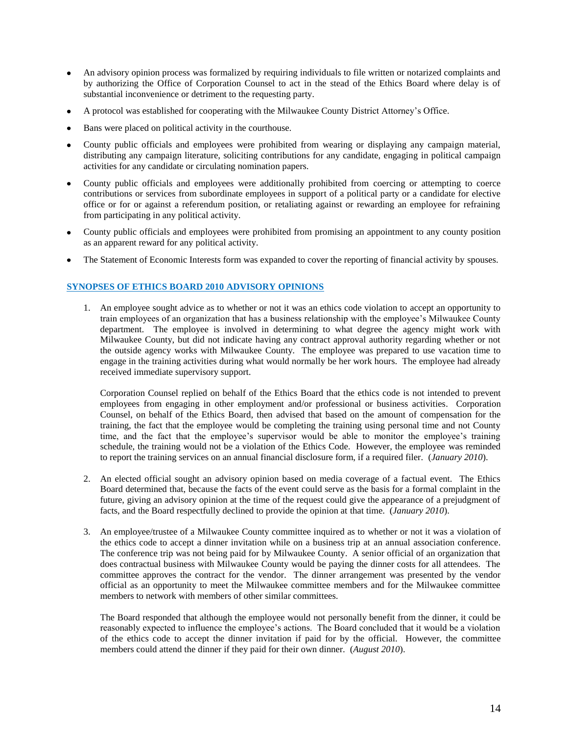- An advisory opinion process was formalized by requiring individuals to file written or notarized complaints and by authorizing the Office of Corporation Counsel to act in the stead of the Ethics Board where delay is of substantial inconvenience or detriment to the requesting party.
- A protocol was established for cooperating with the Milwaukee County District Attorney's Office.
- Bans were placed on political activity in the courthouse.
- County public officials and employees were prohibited from wearing or displaying any campaign material, distributing any campaign literature, soliciting contributions for any candidate, engaging in political campaign activities for any candidate or circulating nomination papers.
- County public officials and employees were additionally prohibited from coercing or attempting to coerce contributions or services from subordinate employees in support of a political party or a candidate for elective office or for or against a referendum position, or retaliating against or rewarding an employee for refraining from participating in any political activity.
- County public officials and employees were prohibited from promising an appointment to any county position as an apparent reward for any political activity.
- The Statement of Economic Interests form was expanded to cover the reporting of financial activity by spouses.

## SYNOPSES OF ETHICS BOARD 2010 ADVISORY OPINIONS

1. An employee sought advice as to whether or not it was an ethics code violation to accept an opportunity to train employees of an organization that has a business relationship with the employee's Milwaukee County department. The employee is involved in determining to what degree the agency might work with Milwaukee County, but did not indicate having any contract approval authority regarding whether or not the outside agency works with Milwaukee County. The employee was prepared to use vacation time to engage in the training activities during what would normally be her work hours. The employee had already received immediate supervisory support.

   Corporation Counsel replied on behalf of the Ethics Board that the ethics code is not intended to prevent employees from engaging in other employment and/or professional or business activities. Corporation Counsel, on behalf of the Ethics Board, then advised that based on the amount of compensation for the training, the fact that the employee would be completing the training using personal time and not County time, and the fact that the employee's supervisor would be able to monitor the employee's training schedule, the training would not be a violation of the Ethics Code. However, the employee was reminded to report the training services on an annual financial disclosure form, if a required filer. (*January 2010*).

2. An elected official sought an advisory opinion based on media coverage of a factual event. The Ethics Board determined that, because the facts of the event could serve as the basis for a formal complaint in the future, giving an advisory opinion at the time of the request could give the appearance of a prejudgment of facts, and the Board respectfully declined to provide the opinion at that time. (*January 2010*).

3. An employee/trustee of a Milwaukee County committee inquired as to whether or not it was a violation of the ethics code to accept a dinner invitation while on a business trip at an annual association conference. The conference trip was not being paid for by Milwaukee County. A senior official of an organization that does contractual business with Milwaukee County would be paying the dinner costs for all attendees. The committee approves the contract for the vendor. The dinner arrangement was presented by the vendor official as an opportunity to meet the Milwaukee committee members and for the Milwaukee committee members to network with members of other similar committees.

   The Board responded that although the employee would not personally benefit from the dinner, it could be reasonably expected to influence the employee's actions. The Board concluded that it would be a violation of the ethics code to accept the dinner invitation if paid for by the official. However, the committee members could attend the dinner if they paid for their own dinner. (*August 2010*).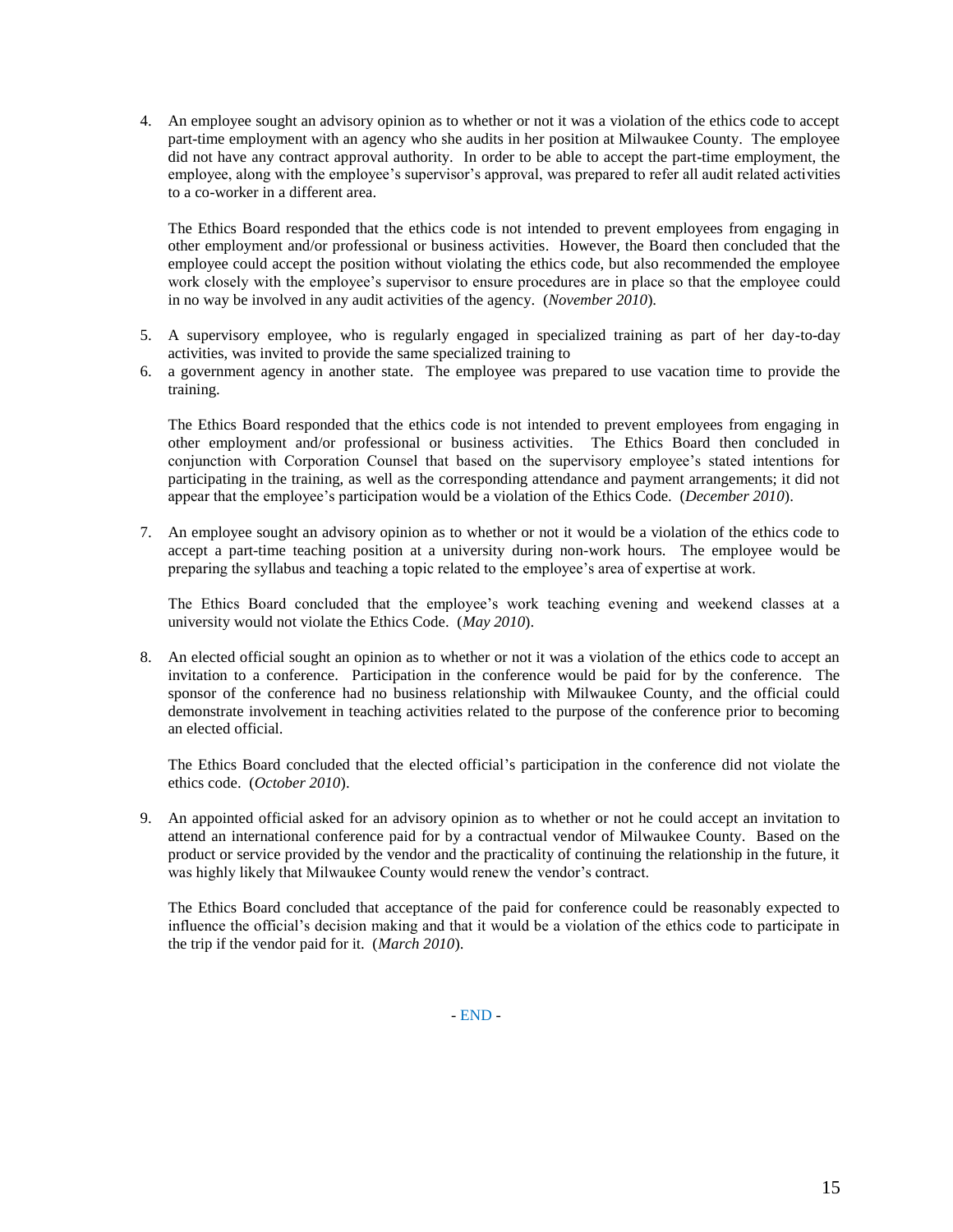4. An employee sought an advisory opinion as to whether or not it was a violation of the ethics code to accept part-time employment with an agency who she audits in her position at Milwaukee County. The employee did not have any contract approval authority. In order to be able to accept the part-time employment, the employee, along with the employee's supervisor's approval, was prepared to refer all audit related activities to a co-worker in a different area.

   The Ethics Board responded that the ethics code is not intended to prevent employees from engaging in other employment and/or professional or business activities. However, the Board then concluded that the employee could accept the position without violating the ethics code, but also recommended the employee work closely with the employee's supervisor to ensure procedures are in place so that the employee could in no way be involved in any audit activities of the agency. (*November 2010*).

5. A supervisory employee, who is regularly engaged in specialized training as part of her day-to-day activities, was invited to provide the same specialized training to
6. a government agency in another state. The employee was prepared to use vacation time to provide the training.

   The Ethics Board responded that the ethics code is not intended to prevent employees from engaging in other employment and/or professional or business activities. The Ethics Board then concluded in conjunction with Corporation Counsel that based on the supervisory employee's stated intentions for participating in the training, as well as the corresponding attendance and payment arrangements; it did not appear that the employee's participation would be a violation of the Ethics Code. (*December 2010*).

7. An employee sought an advisory opinion as to whether or not it would be a violation of the ethics code to accept a part-time teaching position at a university during non-work hours. The employee would be preparing the syllabus and teaching a topic related to the employee's area of expertise at work.

   The Ethics Board concluded that the employee's work teaching evening and weekend classes at a university would not violate the Ethics Code. (*May 2010*).

8. An elected official sought an opinion as to whether or not it was a violation of the ethics code to accept an invitation to a conference. Participation in the conference would be paid for by the conference. The sponsor of the conference had no business relationship with Milwaukee County, and the official could demonstrate involvement in teaching activities related to the purpose of the conference prior to becoming an elected official.

   The Ethics Board concluded that the elected official's participation in the conference did not violate the ethics code. (*October 2010*).

9. An appointed official asked for an advisory opinion as to whether or not he could accept an invitation to attend an international conference paid for by a contractual vendor of Milwaukee County. Based on the product or service provided by the vendor and the practicality of continuing the relationship in the future, it was highly likely that Milwaukee County would renew the vendor's contract.

   The Ethics Board concluded that acceptance of the paid for conference could be reasonably expected to influence the official's decision making and that it would be a violation of the ethics code to participate in the trip if the vendor paid for it. (*March 2010*).

- END -